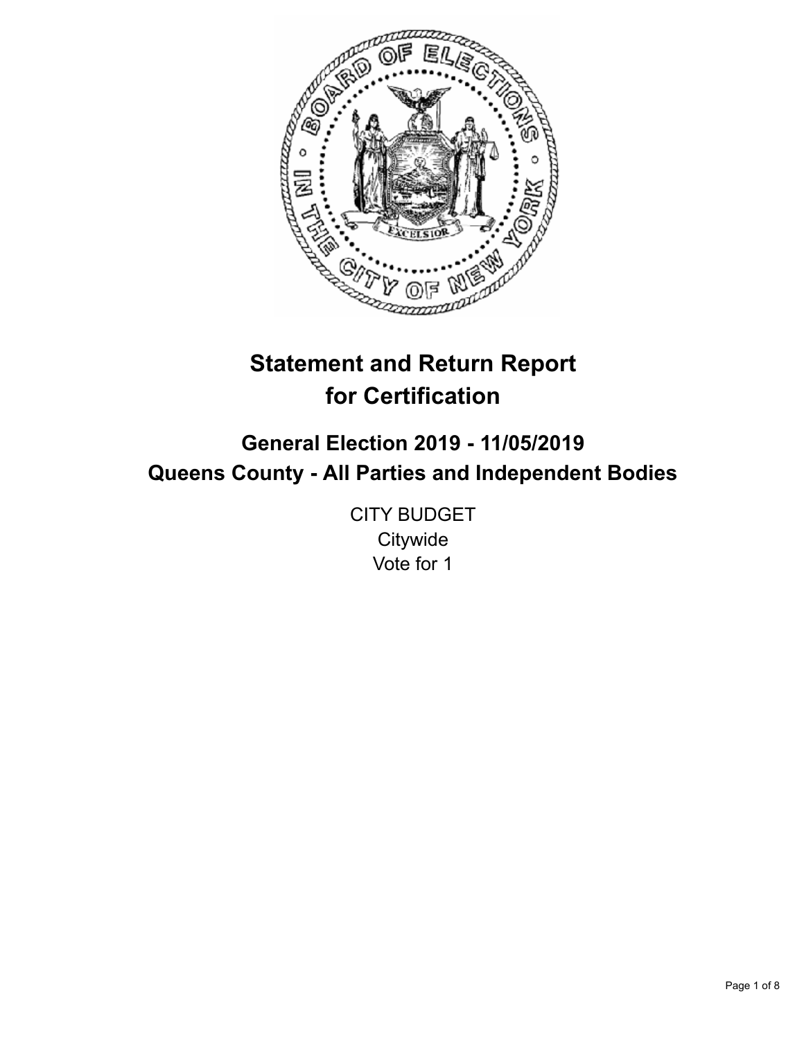# Statement and Return Report for Certification

## General Election 2019 - 11/05/2019
## Queens County - All Parties and Independent Bodies

CITY BUDGET
Citywide
Vote for 1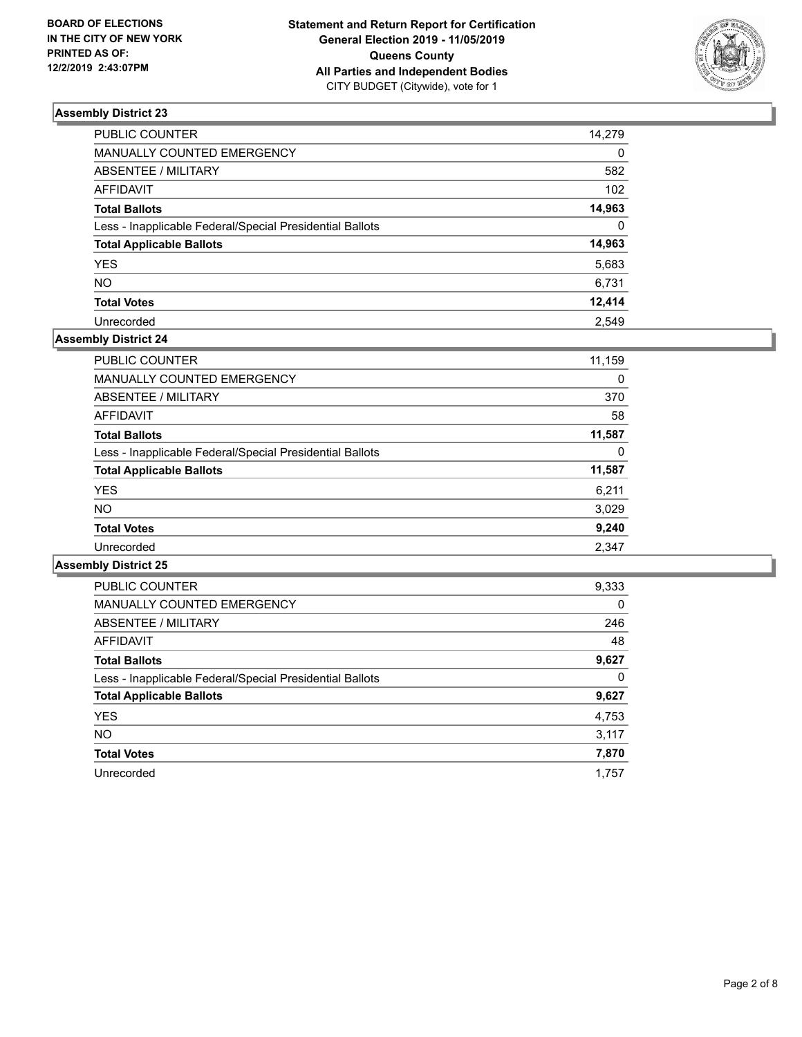BOARD OF ELECTIONS
IN THE CITY OF NEW YORK
PRINTED AS OF:
12/2/2019 2:43:07PM

**Statement and Return Report for Certification**
**General Election 2019 - 11/05/2019**
**Queens County**
**All Parties and Independent Bodies**
CITY BUDGET (Citywide), vote for 1

### Assembly District 23

| | |
|---|---|
| PUBLIC COUNTER | 14,279 |
| MANUALLY COUNTED EMERGENCY | 0 |
| ABSENTEE / MILITARY | 582 |
| AFFIDAVIT | 102 |
| **Total Ballots** | **14,963** |
| Less - Inapplicable Federal/Special Presidential Ballots | 0 |
| **Total Applicable Ballots** | **14,963** |
| YES | 5,683 |
| NO | 6,731 |
| **Total Votes** | **12,414** |
| Unrecorded | 2,549 |

### Assembly District 24

| | |
|---|---|
| PUBLIC COUNTER | 11,159 |
| MANUALLY COUNTED EMERGENCY | 0 |
| ABSENTEE / MILITARY | 370 |
| AFFIDAVIT | 58 |
| **Total Ballots** | **11,587** |
| Less - Inapplicable Federal/Special Presidential Ballots | 0 |
| **Total Applicable Ballots** | **11,587** |
| YES | 6,211 |
| NO | 3,029 |
| **Total Votes** | **9,240** |
| Unrecorded | 2,347 |

### Assembly District 25

| | |
|---|---|
| PUBLIC COUNTER | 9,333 |
| MANUALLY COUNTED EMERGENCY | 0 |
| ABSENTEE / MILITARY | 246 |
| AFFIDAVIT | 48 |
| **Total Ballots** | **9,627** |
| Less - Inapplicable Federal/Special Presidential Ballots | 0 |
| **Total Applicable Ballots** | **9,627** |
| YES | 4,753 |
| NO | 3,117 |
| **Total Votes** | **7,870** |
| Unrecorded | 1,757 |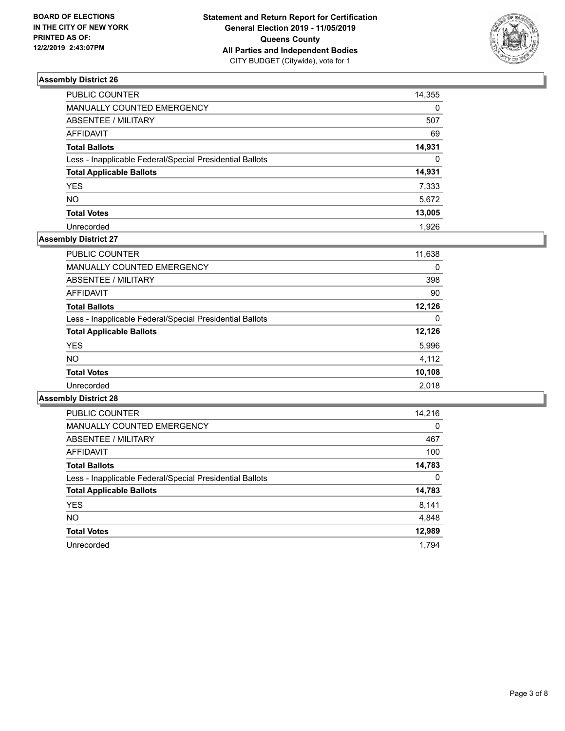**BOARD OF ELECTIONS IN THE CITY OF NEW YORK PRINTED AS OF: 12/2/2019 2:43:07PM**

**Statement and Return Report for Certification General Election 2019 - 11/05/2019 Queens County All Parties and Independent Bodies**
CITY BUDGET (Citywide), vote for 1

### Assembly District 26

| | |
|---|---|
| PUBLIC COUNTER | 14,355 |
| MANUALLY COUNTED EMERGENCY | 0 |
| ABSENTEE / MILITARY | 507 |
| AFFIDAVIT | 69 |
| **Total Ballots** | **14,931** |
| Less - Inapplicable Federal/Special Presidential Ballots | 0 |
| **Total Applicable Ballots** | **14,931** |
| YES | 7,333 |
| NO | 5,672 |
| **Total Votes** | **13,005** |
| Unrecorded | 1,926 |

### Assembly District 27

| | |
|---|---|
| PUBLIC COUNTER | 11,638 |
| MANUALLY COUNTED EMERGENCY | 0 |
| ABSENTEE / MILITARY | 398 |
| AFFIDAVIT | 90 |
| **Total Ballots** | **12,126** |
| Less - Inapplicable Federal/Special Presidential Ballots | 0 |
| **Total Applicable Ballots** | **12,126** |
| YES | 5,996 |
| NO | 4,112 |
| **Total Votes** | **10,108** |
| Unrecorded | 2,018 |

### Assembly District 28

| | |
|---|---|
| PUBLIC COUNTER | 14,216 |
| MANUALLY COUNTED EMERGENCY | 0 |
| ABSENTEE / MILITARY | 467 |
| AFFIDAVIT | 100 |
| **Total Ballots** | **14,783** |
| Less - Inapplicable Federal/Special Presidential Ballots | 0 |
| **Total Applicable Ballots** | **14,783** |
| YES | 8,141 |
| NO | 4,848 |
| **Total Votes** | **12,989** |
| Unrecorded | 1,794 |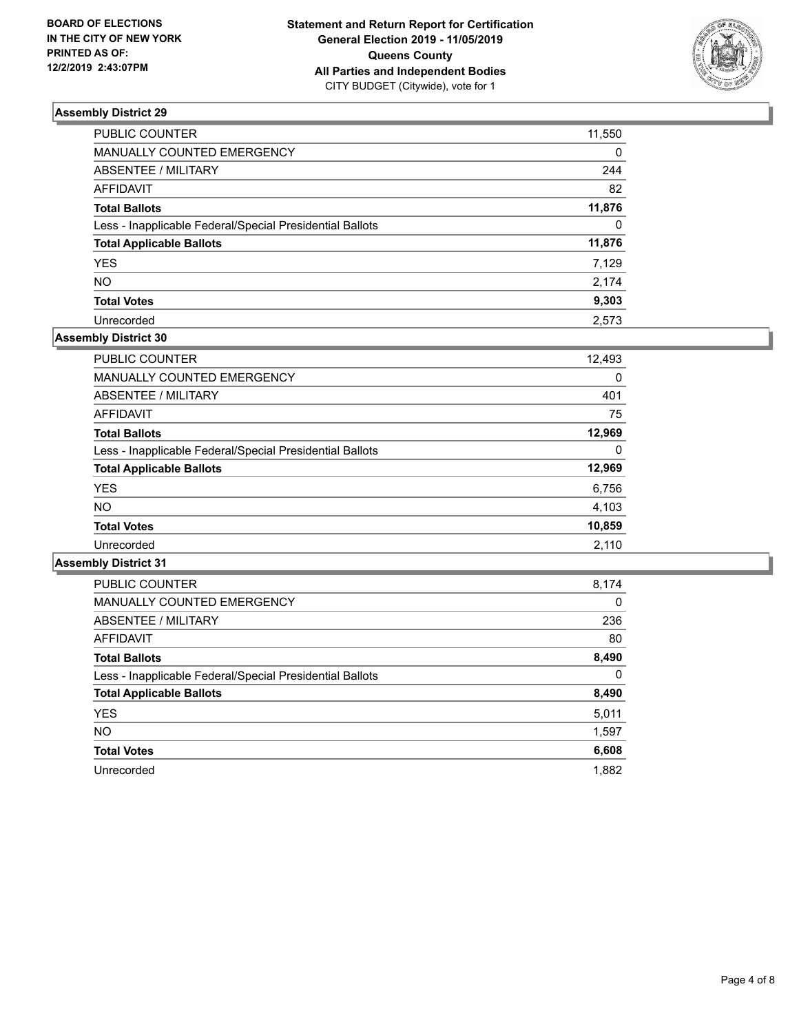**BOARD OF ELECTIONS IN THE CITY OF NEW YORK PRINTED AS OF: 12/2/2019 2:43:07PM**

**Statement and Return Report for Certification**
**General Election 2019 - 11/05/2019**
**Queens County**
**All Parties and Independent Bodies**
CITY BUDGET (Citywide), vote for 1

### Assembly District 29

| | |
|---|---|
| PUBLIC COUNTER | 11,550 |
| MANUALLY COUNTED EMERGENCY | 0 |
| ABSENTEE / MILITARY | 244 |
| AFFIDAVIT | 82 |
| **Total Ballots** | **11,876** |
| Less - Inapplicable Federal/Special Presidential Ballots | 0 |
| **Total Applicable Ballots** | **11,876** |
| YES | 7,129 |
| NO | 2,174 |
| **Total Votes** | **9,303** |
| Unrecorded | 2,573 |

### Assembly District 30

| | |
|---|---|
| PUBLIC COUNTER | 12,493 |
| MANUALLY COUNTED EMERGENCY | 0 |
| ABSENTEE / MILITARY | 401 |
| AFFIDAVIT | 75 |
| **Total Ballots** | **12,969** |
| Less - Inapplicable Federal/Special Presidential Ballots | 0 |
| **Total Applicable Ballots** | **12,969** |
| YES | 6,756 |
| NO | 4,103 |
| **Total Votes** | **10,859** |
| Unrecorded | 2,110 |

### Assembly District 31

| | |
|---|---|
| PUBLIC COUNTER | 8,174 |
| MANUALLY COUNTED EMERGENCY | 0 |
| ABSENTEE / MILITARY | 236 |
| AFFIDAVIT | 80 |
| **Total Ballots** | **8,490** |
| Less - Inapplicable Federal/Special Presidential Ballots | 0 |
| **Total Applicable Ballots** | **8,490** |
| YES | 5,011 |
| NO | 1,597 |
| **Total Votes** | **6,608** |
| Unrecorded | 1,882 |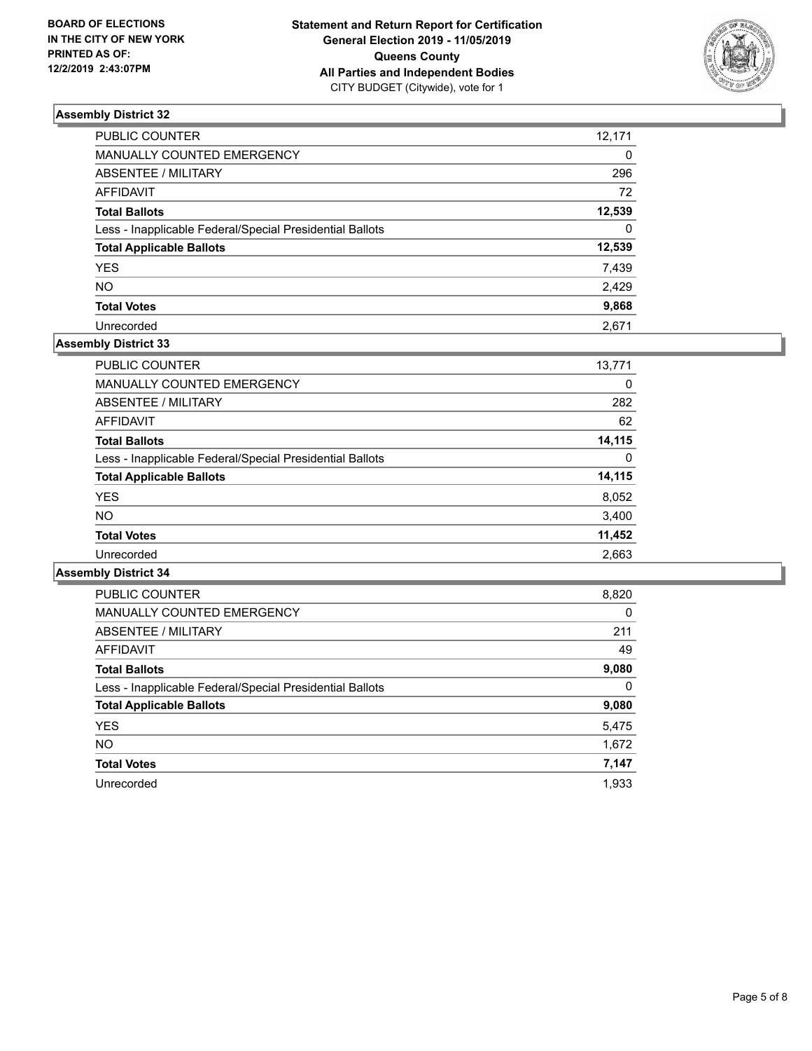**BOARD OF ELECTIONS IN THE CITY OF NEW YORK PRINTED AS OF: 12/2/2019 2:43:07PM**

**Statement and Return Report for Certification General Election 2019 - 11/05/2019 Queens County All Parties and Independent Bodies**
CITY BUDGET (Citywide), vote for 1

### Assembly District 32

| | |
|---|---|
| PUBLIC COUNTER | 12,171 |
| MANUALLY COUNTED EMERGENCY | 0 |
| ABSENTEE / MILITARY | 296 |
| AFFIDAVIT | 72 |
| **Total Ballots** | **12,539** |
| Less - Inapplicable Federal/Special Presidential Ballots | 0 |
| **Total Applicable Ballots** | **12,539** |
| YES | 7,439 |
| NO | 2,429 |
| **Total Votes** | **9,868** |
| Unrecorded | 2,671 |

### Assembly District 33

| | |
|---|---|
| PUBLIC COUNTER | 13,771 |
| MANUALLY COUNTED EMERGENCY | 0 |
| ABSENTEE / MILITARY | 282 |
| AFFIDAVIT | 62 |
| **Total Ballots** | **14,115** |
| Less - Inapplicable Federal/Special Presidential Ballots | 0 |
| **Total Applicable Ballots** | **14,115** |
| YES | 8,052 |
| NO | 3,400 |
| **Total Votes** | **11,452** |
| Unrecorded | 2,663 |

### Assembly District 34

| | |
|---|---|
| PUBLIC COUNTER | 8,820 |
| MANUALLY COUNTED EMERGENCY | 0 |
| ABSENTEE / MILITARY | 211 |
| AFFIDAVIT | 49 |
| **Total Ballots** | **9,080** |
| Less - Inapplicable Federal/Special Presidential Ballots | 0 |
| **Total Applicable Ballots** | **9,080** |
| YES | 5,475 |
| NO | 1,672 |
| **Total Votes** | **7,147** |
| Unrecorded | 1,933 |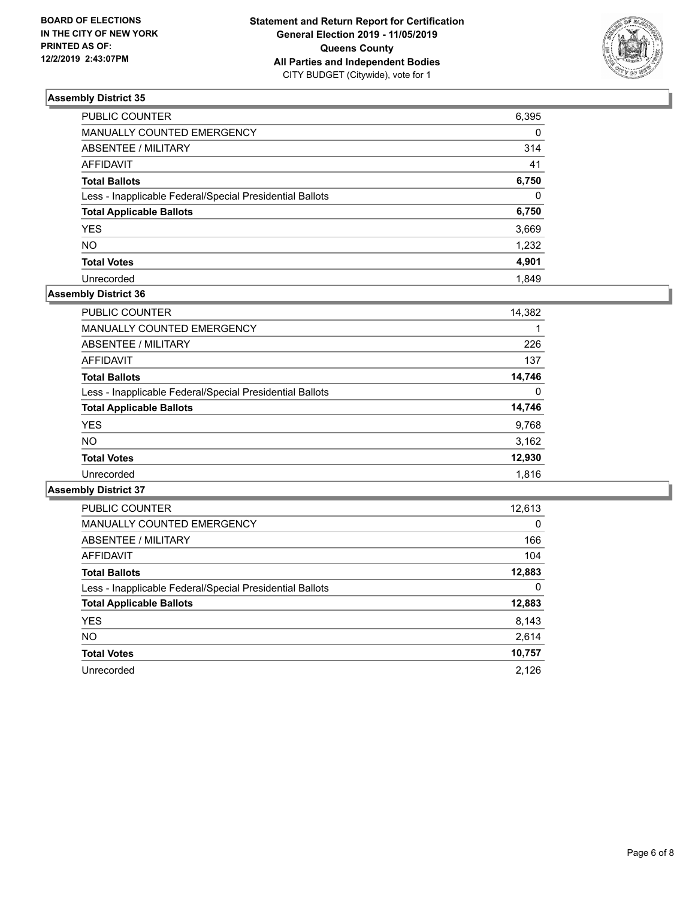**BOARD OF ELECTIONS IN THE CITY OF NEW YORK PRINTED AS OF: 12/2/2019 2:43:07PM**

**Statement and Return Report for Certification General Election 2019 - 11/05/2019 Queens County All Parties and Independent Bodies** CITY BUDGET (Citywide), vote for 1

### Assembly District 35

| | |
|---|---|
| PUBLIC COUNTER | 6,395 |
| MANUALLY COUNTED EMERGENCY | 0 |
| ABSENTEE / MILITARY | 314 |
| AFFIDAVIT | 41 |
| **Total Ballots** | **6,750** |
| Less - Inapplicable Federal/Special Presidential Ballots | 0 |
| **Total Applicable Ballots** | **6,750** |
| YES | 3,669 |
| NO | 1,232 |
| **Total Votes** | **4,901** |
| Unrecorded | 1,849 |

### Assembly District 36

| | |
|---|---|
| PUBLIC COUNTER | 14,382 |
| MANUALLY COUNTED EMERGENCY | 1 |
| ABSENTEE / MILITARY | 226 |
| AFFIDAVIT | 137 |
| **Total Ballots** | **14,746** |
| Less - Inapplicable Federal/Special Presidential Ballots | 0 |
| **Total Applicable Ballots** | **14,746** |
| YES | 9,768 |
| NO | 3,162 |
| **Total Votes** | **12,930** |
| Unrecorded | 1,816 |

### Assembly District 37

| | |
|---|---|
| PUBLIC COUNTER | 12,613 |
| MANUALLY COUNTED EMERGENCY | 0 |
| ABSENTEE / MILITARY | 166 |
| AFFIDAVIT | 104 |
| **Total Ballots** | **12,883** |
| Less - Inapplicable Federal/Special Presidential Ballots | 0 |
| **Total Applicable Ballots** | **12,883** |
| YES | 8,143 |
| NO | 2,614 |
| **Total Votes** | **10,757** |
| Unrecorded | 2,126 |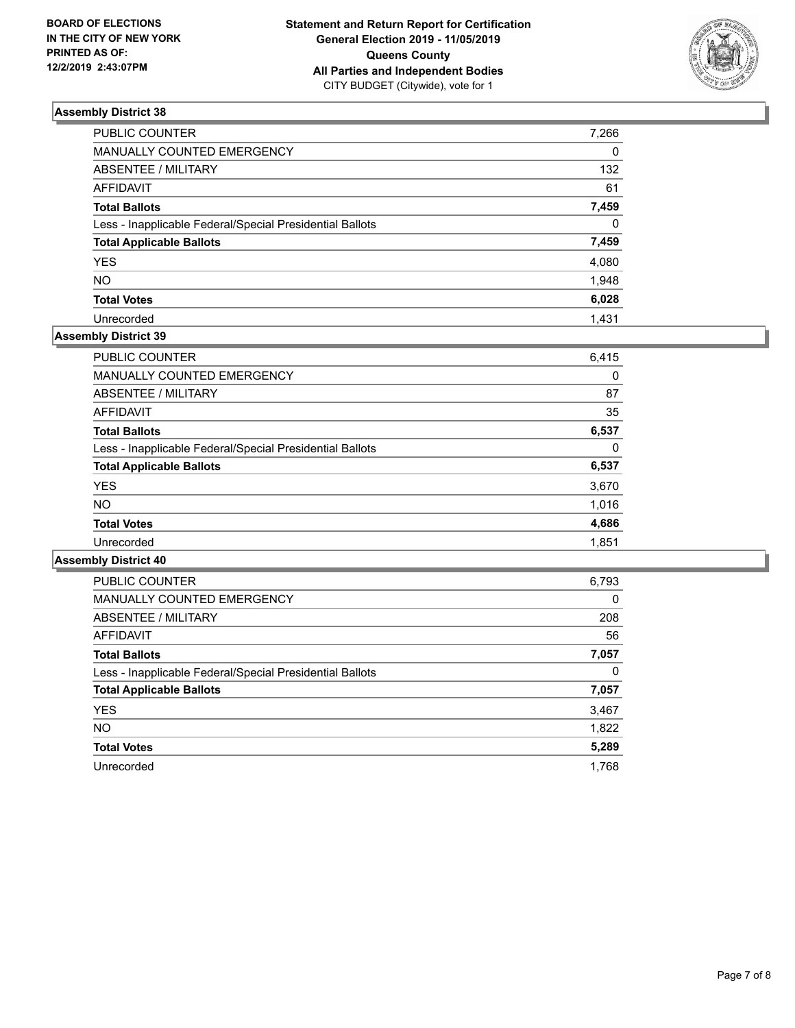**BOARD OF ELECTIONS IN THE CITY OF NEW YORK PRINTED AS OF: 12/2/2019 2:43:07PM**

**Statement and Return Report for Certification General Election 2019 - 11/05/2019 Queens County All Parties and Independent Bodies**
CITY BUDGET (Citywide), vote for 1

### Assembly District 38

| | |
|---|---|
| PUBLIC COUNTER | 7,266 |
| MANUALLY COUNTED EMERGENCY | 0 |
| ABSENTEE / MILITARY | 132 |
| AFFIDAVIT | 61 |
| **Total Ballots** | **7,459** |
| Less - Inapplicable Federal/Special Presidential Ballots | 0 |
| **Total Applicable Ballots** | **7,459** |
| YES | 4,080 |
| NO | 1,948 |
| **Total Votes** | **6,028** |
| Unrecorded | 1,431 |

### Assembly District 39

| | |
|---|---|
| PUBLIC COUNTER | 6,415 |
| MANUALLY COUNTED EMERGENCY | 0 |
| ABSENTEE / MILITARY | 87 |
| AFFIDAVIT | 35 |
| **Total Ballots** | **6,537** |
| Less - Inapplicable Federal/Special Presidential Ballots | 0 |
| **Total Applicable Ballots** | **6,537** |
| YES | 3,670 |
| NO | 1,016 |
| **Total Votes** | **4,686** |
| Unrecorded | 1,851 |

### Assembly District 40

| | |
|---|---|
| PUBLIC COUNTER | 6,793 |
| MANUALLY COUNTED EMERGENCY | 0 |
| ABSENTEE / MILITARY | 208 |
| AFFIDAVIT | 56 |
| **Total Ballots** | **7,057** |
| Less - Inapplicable Federal/Special Presidential Ballots | 0 |
| **Total Applicable Ballots** | **7,057** |
| YES | 3,467 |
| NO | 1,822 |
| **Total Votes** | **5,289** |
| Unrecorded | 1,768 |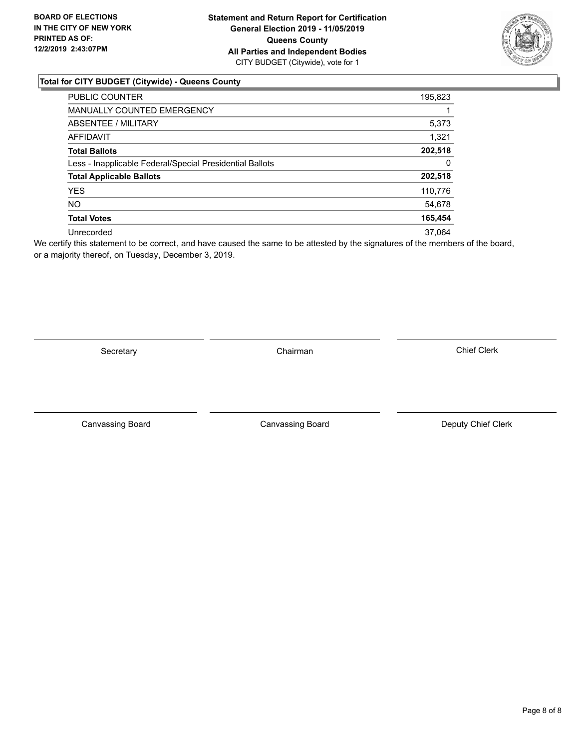**BOARD OF ELECTIONS IN THE CITY OF NEW YORK PRINTED AS OF: 12/2/2019 2:43:07PM**

**Statement and Return Report for Certification General Election 2019 - 11/05/2019 Queens County All Parties and Independent Bodies**
CITY BUDGET (Citywide), vote for 1

### Total for CITY BUDGET (Citywide) - Queens County

| | |
|---|---|
| PUBLIC COUNTER | 195,823 |
| MANUALLY COUNTED EMERGENCY | 1 |
| ABSENTEE / MILITARY | 5,373 |
| AFFIDAVIT | 1,321 |
| **Total Ballots** | **202,518** |
| Less - Inapplicable Federal/Special Presidential Ballots | 0 |
| **Total Applicable Ballots** | **202,518** |
| YES | 110,776 |
| NO | 54,678 |
| **Total Votes** | **165,454** |
| Unrecorded | 37,064 |

We certify this statement to be correct, and have caused the same to be attested by the signatures of the members of the board, or a majority thereof, on Tuesday, December 3, 2019.

Secretary | Chairman | Chief Clerk

Canvassing Board | Canvassing Board | Deputy Chief Clerk